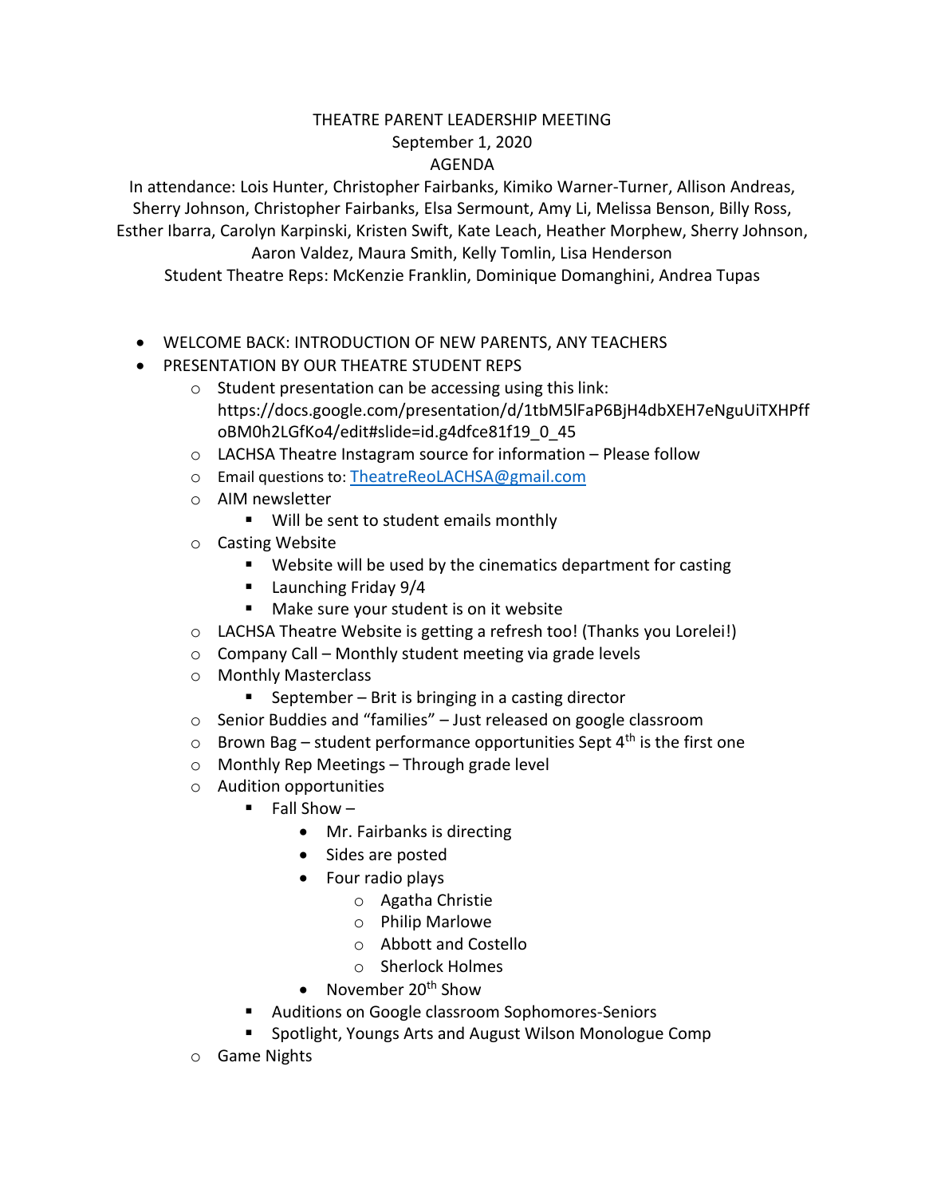THEATRE PARENT LEADERSHIP MEETING

September 1, 2020

AGENDA

In attendance: Lois Hunter, Christopher Fairbanks, Kimiko Warner-Turner, Allison Andreas, Sherry Johnson, Christopher Fairbanks, Elsa Sermount, Amy Li, Melissa Benson, Billy Ross, Esther Ibarra, Carolyn Karpinski, Kristen Swift, Kate Leach, Heather Morphew, Sherry Johnson, Aaron Valdez, Maura Smith, Kelly Tomlin, Lisa Henderson

Student Theatre Reps: McKenzie Franklin, Dominique Domanghini, Andrea Tupas

- WELCOME BACK: INTRODUCTION OF NEW PARENTS, ANY TEACHERS
- PRESENTATION BY OUR THEATRE STUDENT REPS
  - Student presentation can be accessing using this link: https://docs.google.com/presentation/d/1tbM5lFaP6BjH4dbXEH7eNguUiTXHPffoBM0h2LGfKo4/edit#slide=id.g4dfce81f19_0_45
  - LACHSA Theatre Instagram source for information – Please follow
  - Email questions to: TheatreReoLACHSA@gmail.com
  - AIM newsletter
    - Will be sent to student emails monthly
  - Casting Website
    - Website will be used by the cinematics department for casting
    - Launching Friday 9/4
    - Make sure your student is on it website
  - LACHSA Theatre Website is getting a refresh too! (Thanks you Lorelei!)
  - Company Call – Monthly student meeting via grade levels
  - Monthly Masterclass
    - September – Brit is bringing in a casting director
  - Senior Buddies and "families" – Just released on google classroom
  - Brown Bag – student performance opportunities Sept 4th is the first one
  - Monthly Rep Meetings – Through grade level
  - Audition opportunities
    - Fall Show –
      - Mr. Fairbanks is directing
      - Sides are posted
      - Four radio plays
        - Agatha Christie
        - Philip Marlowe
        - Abbott and Costello
        - Sherlock Holmes
      - November 20th Show
    - Auditions on Google classroom Sophomores-Seniors
    - Spotlight, Youngs Arts and August Wilson Monologue Comp
  - Game Nights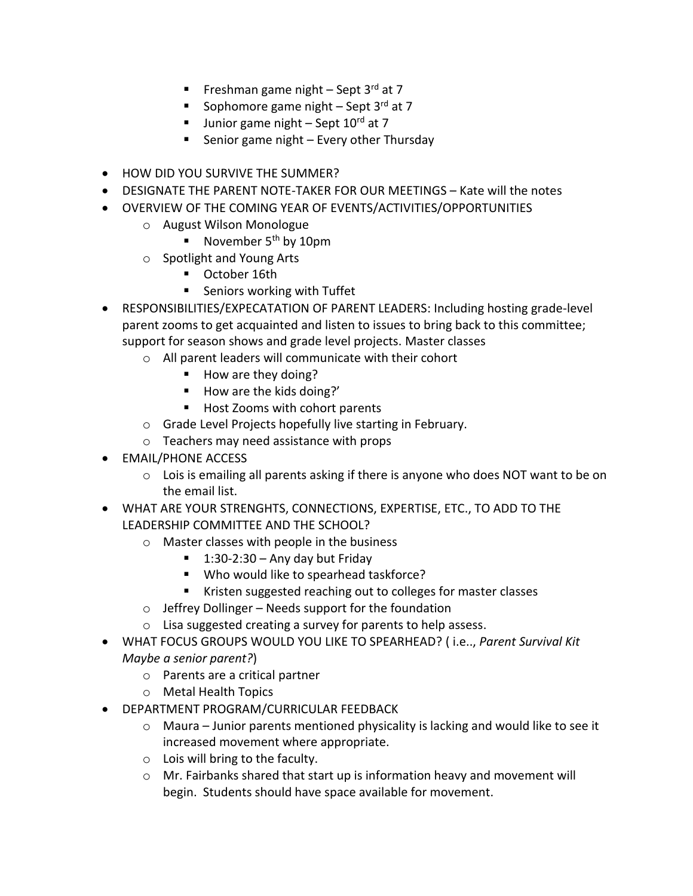- Freshman game night – Sept 3rd at 7
        - Sophomore game night – Sept 3rd at 7
        - Junior game night – Sept 10rd at 7
        - Senior game night – Every other Thursday

- HOW DID YOU SURVIVE THE SUMMER?
- DESIGNATE THE PARENT NOTE-TAKER FOR OUR MEETINGS – Kate will the notes
- OVERVIEW OF THE COMING YEAR OF EVENTS/ACTIVITIES/OPPORTUNITIES
    - August Wilson Monologue
        - November 5th by 10pm
    - Spotlight and Young Arts
        - October 16th
        - Seniors working with Tuffet
- RESPONSIBILITIES/EXPECATATION OF PARENT LEADERS: Including hosting grade-level parent zooms to get acquainted and listen to issues to bring back to this committee; support for season shows and grade level projects. Master classes
    - All parent leaders will communicate with their cohort
        - How are they doing?
        - How are the kids doing?'
        - Host Zooms with cohort parents
    - Grade Level Projects hopefully live starting in February.
    - Teachers may need assistance with props
- EMAIL/PHONE ACCESS
    - Lois is emailing all parents asking if there is anyone who does NOT want to be on the email list.
- WHAT ARE YOUR STRENGHTS, CONNECTIONS, EXPERTISE, ETC., TO ADD TO THE LEADERSHIP COMMITTEE AND THE SCHOOL?
    - Master classes with people in the business
        - 1:30-2:30 – Any day but Friday
        - Who would like to spearhead taskforce?
        - Kristen suggested reaching out to colleges for master classes
    - Jeffrey Dollinger – Needs support for the foundation
    - Lisa suggested creating a survey for parents to help assess.
- WHAT FOCUS GROUPS WOULD YOU LIKE TO SPEARHEAD? ( i.e.., *Parent Survival Kit Maybe a senior parent?*)
    - Parents are a critical partner
    - Metal Health Topics
- DEPARTMENT PROGRAM/CURRICULAR FEEDBACK
    - Maura – Junior parents mentioned physicality is lacking and would like to see it increased movement where appropriate.
    - Lois will bring to the faculty.
    - Mr. Fairbanks shared that start up is information heavy and movement will begin. Students should have space available for movement.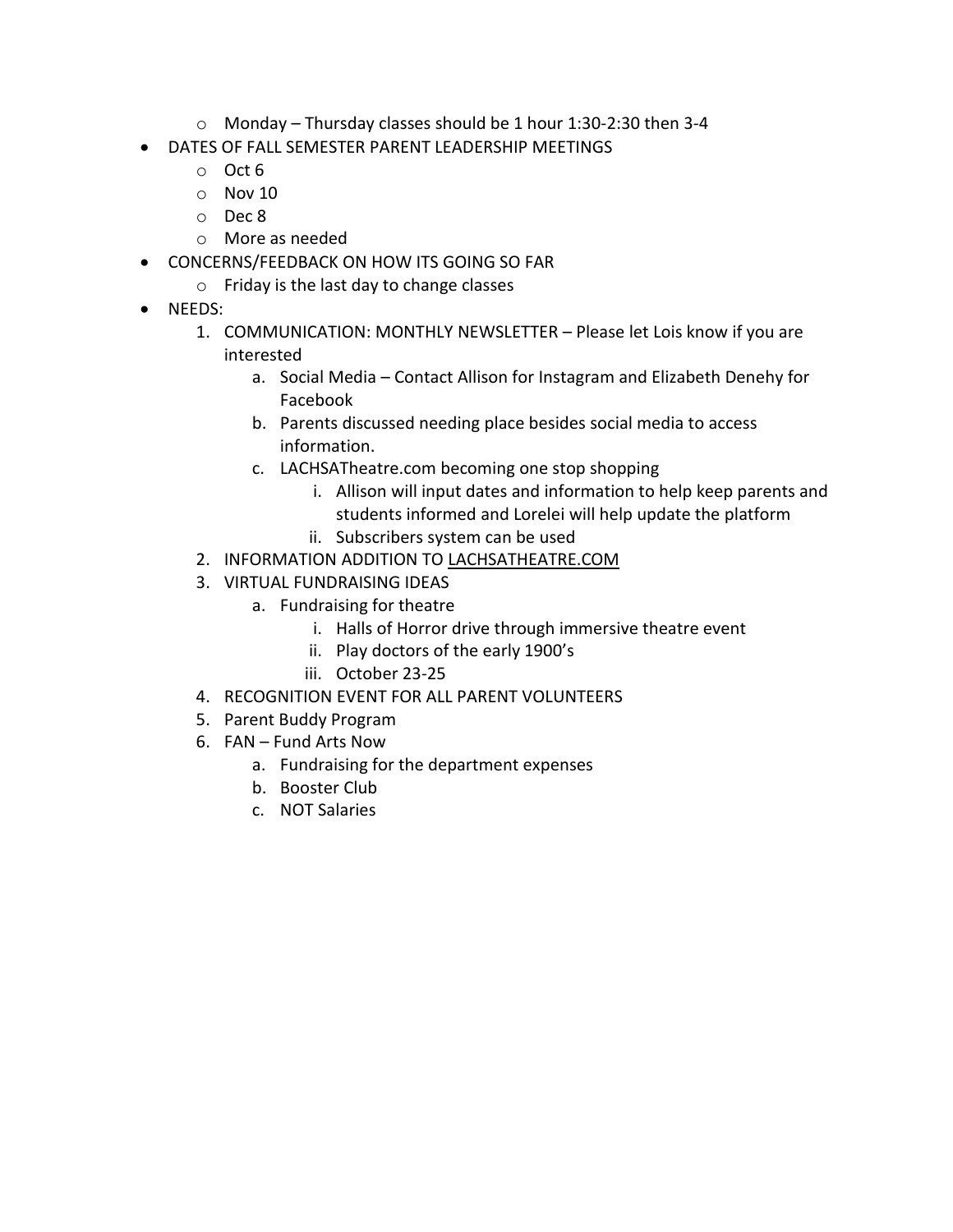- Monday – Thursday classes should be 1 hour 1:30-2:30 then 3-4
- DATES OF FALL SEMESTER PARENT LEADERSHIP MEETINGS
  - Oct 6
  - Nov 10
  - Dec 8
  - More as needed
- CONCERNS/FEEDBACK ON HOW ITS GOING SO FAR
  - Friday is the last day to change classes
- NEEDS:
  1. COMMUNICATION: MONTHLY NEWSLETTER – Please let Lois know if you are interested
     a. Social Media – Contact Allison for Instagram and Elizabeth Denehy for Facebook
     b. Parents discussed needing place besides social media to access information.
     c. LACHSATheatre.com becoming one stop shopping
        i. Allison will input dates and information to help keep parents and students informed and Lorelei will help update the platform
        ii. Subscribers system can be used
  2. INFORMATION ADDITION TO LACHSATHEATRE.COM
  3. VIRTUAL FUNDRAISING IDEAS
     a. Fundraising for theatre
        i. Halls of Horror drive through immersive theatre event
        ii. Play doctors of the early 1900's
        iii. October 23-25
  4. RECOGNITION EVENT FOR ALL PARENT VOLUNTEERS
  5. Parent Buddy Program
  6. FAN – Fund Arts Now
     a. Fundraising for the department expenses
     b. Booster Club
     c. NOT Salaries